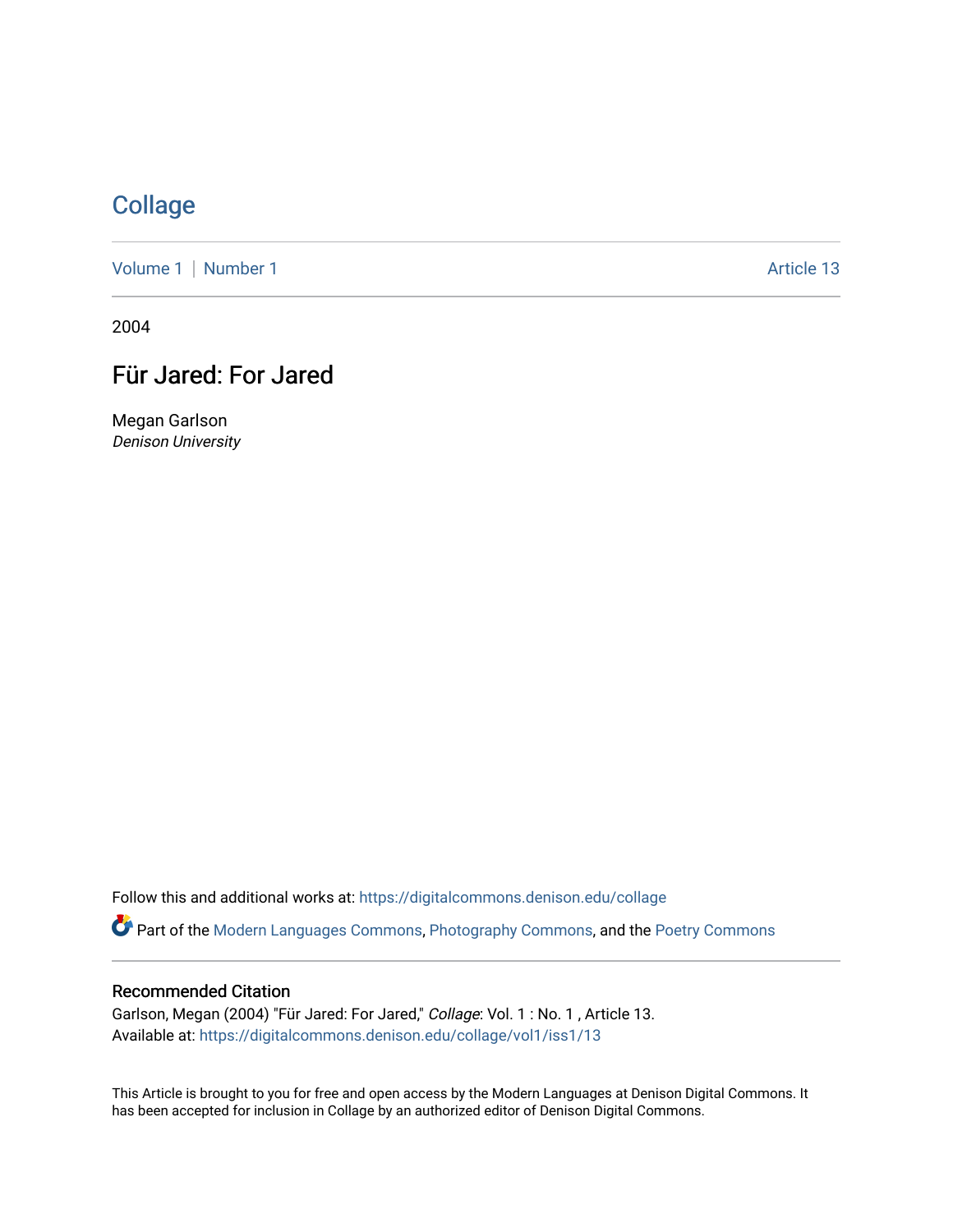# Collage

Volume 1 | Number 1 Article 13

2004

## Für Jared: For Jared

Megan Garlson
*Denison University*

Follow this and additional works at: https://digitalcommons.denison.edu/collage

Part of the Modern Languages Commons, Photography Commons, and the Poetry Commons

### Recommended Citation

Garlson, Megan (2004) "Für Jared: For Jared," *Collage*: Vol. 1 : No. 1 , Article 13.
Available at: https://digitalcommons.denison.edu/collage/vol1/iss1/13

This Article is brought to you for free and open access by the Modern Languages at Denison Digital Commons. It has been accepted for inclusion in Collage by an authorized editor of Denison Digital Commons.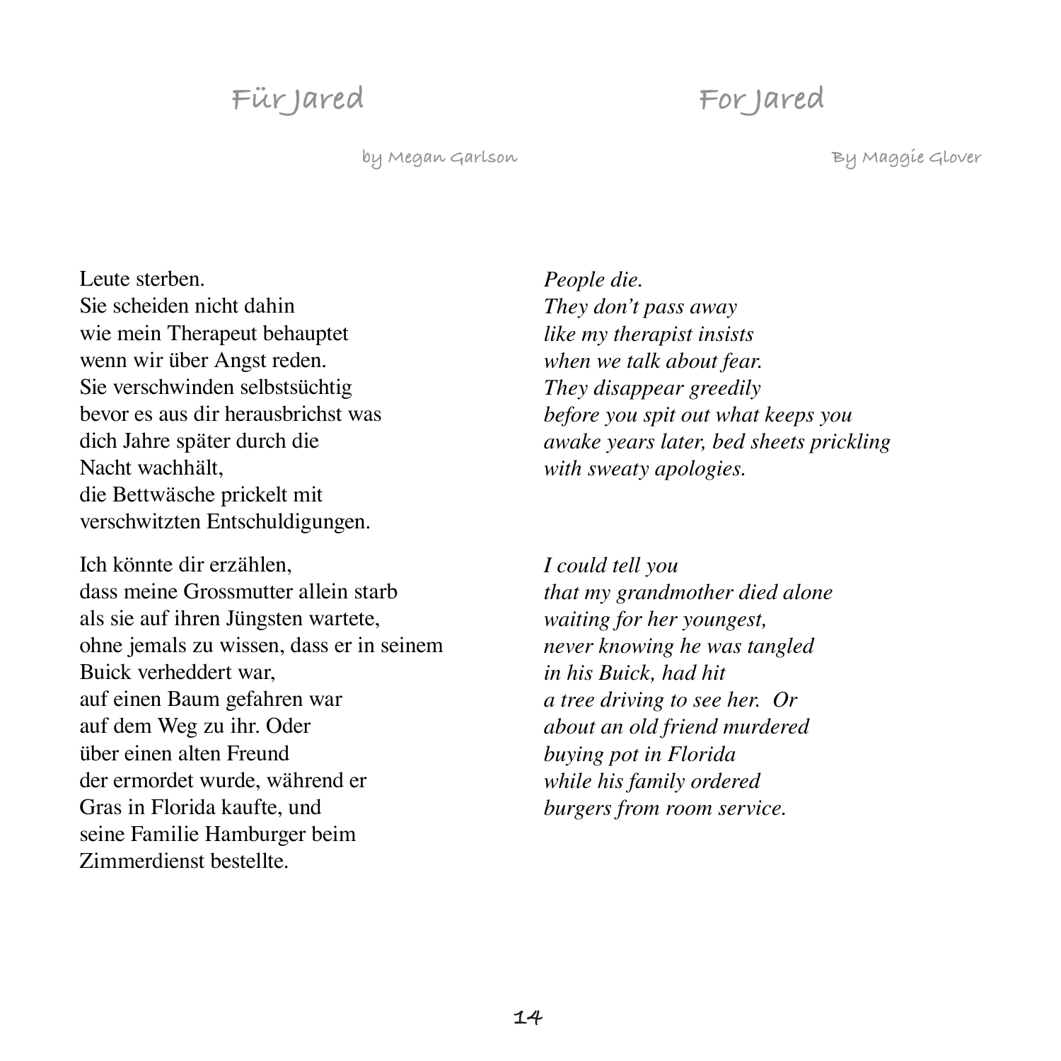## Für Jared

by Megan Garlson

Leute sterben.
Sie scheiden nicht dahin
wie mein Therapeut behauptet
wenn wir über Angst reden.
Sie verschwinden selbstsüchtig
bevor es aus dir herausbrichst was
dich Jahre später durch die
Nacht wachhält,
die Bettwäsche prickelt mit
verschwitzten Entschuldigungen.

Ich könnte dir erzählen,
dass meine Grossmutter allein starb
als sie auf ihren Jüngsten wartete,
ohne jemals zu wissen, dass er in seinem
Buick verheddert war,
auf einen Baum gefahren war
auf dem Weg zu ihr. Oder
über einen alten Freund
der ermordet wurde, während er
Gras in Florida kaufte, und
seine Familie Hamburger beim
Zimmerdienst bestellte.

## For Jared

By Maggie Glover

*People die.*
*They don't pass away*
*like my therapist insists*
*when we talk about fear.*
*They disappear greedily*
*before you spit out what keeps you*
*awake years later, bed sheets prickling*
*with sweaty apologies.*

*I could tell you*
*that my grandmother died alone*
*waiting for her youngest,*
*never knowing he was tangled*
*in his Buick, had hit*
*a tree driving to see her. Or*
*about an old friend murdered*
*buying pot in Florida*
*while his family ordered*
*burgers from room service.*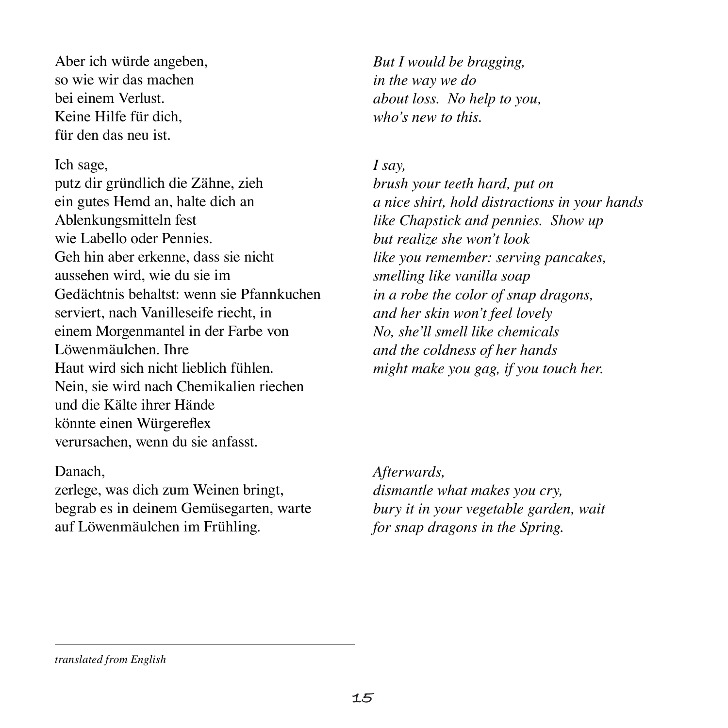Aber ich würde angeben,
so wie wir das machen
bei einem Verlust.
Keine Hilfe für dich,
für den das neu ist.

Ich sage,
putz dir gründlich die Zähne, zieh
ein gutes Hemd an, halte dich an
Ablenkungsmitteln fest
wie Labello oder Pennies.
Geh hin aber erkenne, dass sie nicht
aussehen wird, wie du sie im
Gedächtnis behaltst: wenn sie Pfannkuchen
serviert, nach Vanilleseife riecht, in
einem Morgenmantel in der Farbe von
Löwenmäulchen. Ihre
Haut wird sich nicht lieblich fühlen.
Nein, sie wird nach Chemikalien riechen
und die Kälte ihrer Hände
könnte einen Würgereflex
verursachen, wenn du sie anfasst.

Danach,
zerlege, was dich zum Weinen bringt,
begrab es in deinem Gemüsegarten, warte
auf Löwenmäulchen im Frühling.

*But I would be bragging,*
*in the way we do*
*about loss. No help to you,*
*who's new to this.*

*I say,*
*brush your teeth hard, put on*
*a nice shirt, hold distractions in your hands*
*like Chapstick and pennies. Show up*
*but realize she won't look*
*like you remember: serving pancakes,*
*smelling like vanilla soap*
*in a robe the color of snap dragons,*
*and her skin won't feel lovely*
*No, she'll smell like chemicals*
*and the coldness of her hands*
*might make you gag, if you touch her.*

*Afterwards,*
*dismantle what makes you cry,*
*bury it in your vegetable garden, wait*
*for snap dragons in the Spring.*

---

*translated from English*